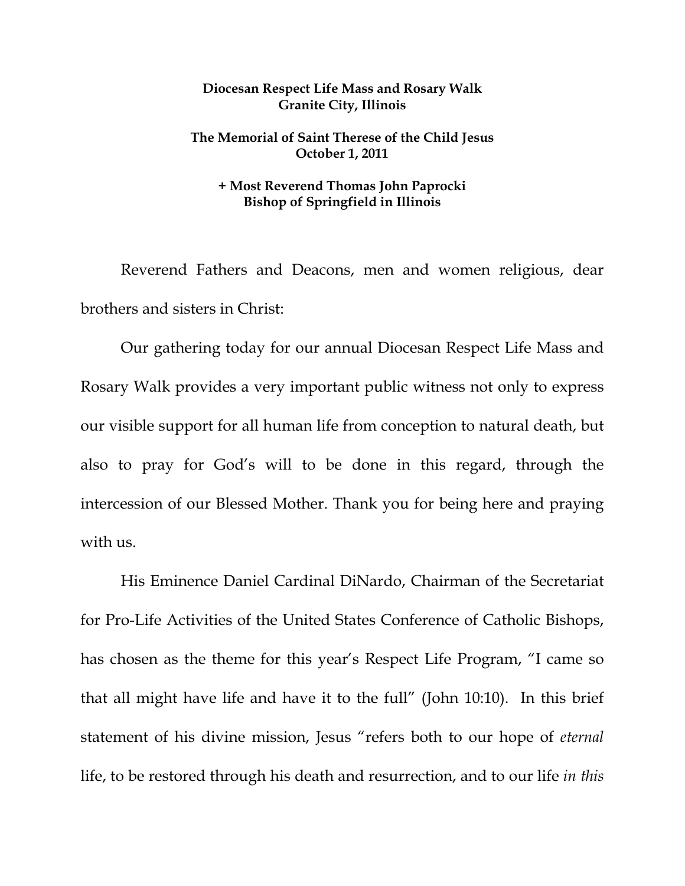**Diocesan Respect Life Mass and Rosary Walk**
**Granite City, Illinois**

**The Memorial of Saint Therese of the Child Jesus**
**October 1, 2011**

**+ Most Reverend Thomas John Paprocki**
**Bishop of Springfield in Illinois**

Reverend Fathers and Deacons, men and women religious, dear brothers and sisters in Christ:

Our gathering today for our annual Diocesan Respect Life Mass and Rosary Walk provides a very important public witness not only to express our visible support for all human life from conception to natural death, but also to pray for God's will to be done in this regard, through the intercession of our Blessed Mother. Thank you for being here and praying with us.

His Eminence Daniel Cardinal DiNardo, Chairman of the Secretariat for Pro-Life Activities of the United States Conference of Catholic Bishops, has chosen as the theme for this year's Respect Life Program, "I came so that all might have life and have it to the full" (John 10:10). In this brief statement of his divine mission, Jesus "refers both to our hope of *eternal* life, to be restored through his death and resurrection, and to our life *in this*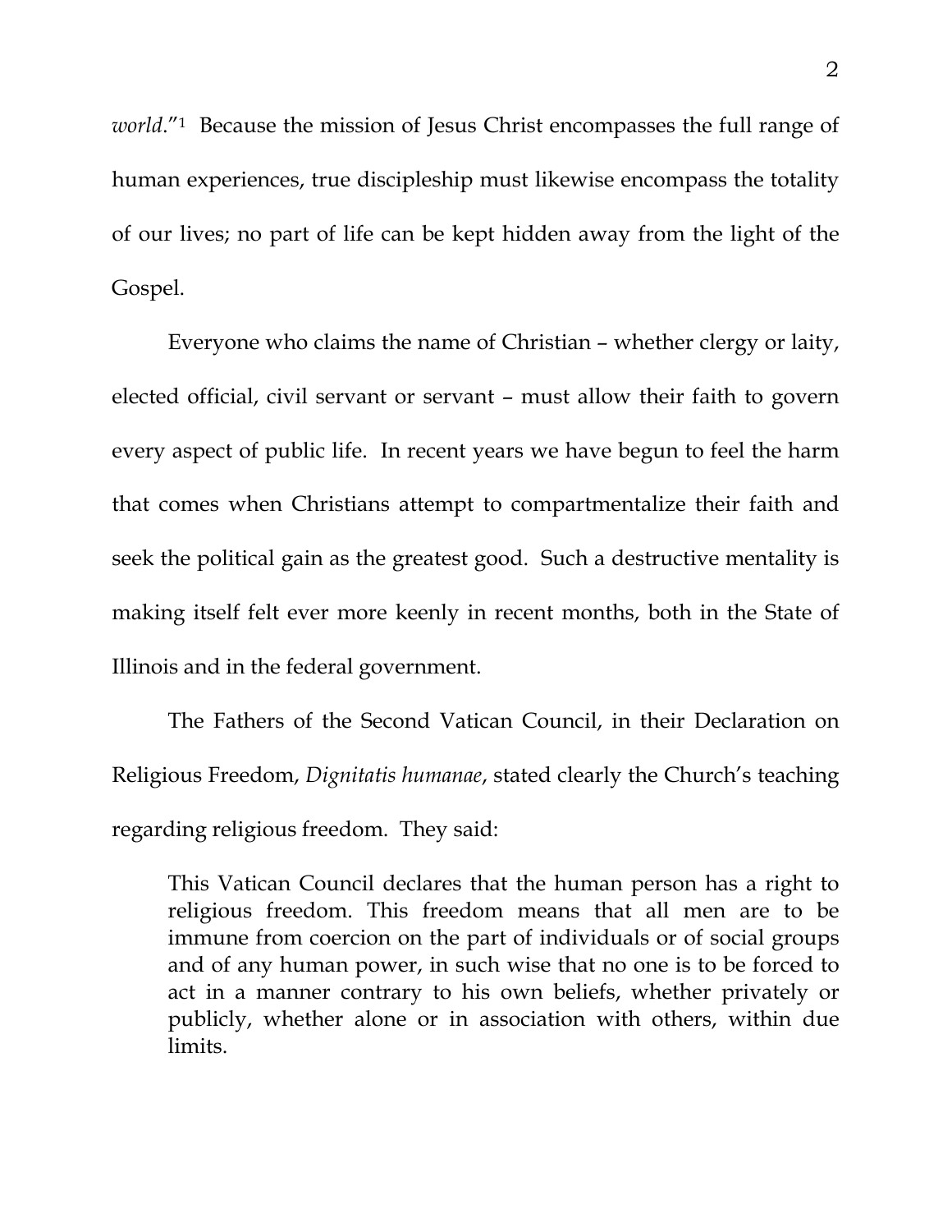*world*."[1] Because the mission of Jesus Christ encompasses the full range of human experiences, true discipleship must likewise encompass the totality of our lives; no part of life can be kept hidden away from the light of the Gospel.

Everyone who claims the name of Christian – whether clergy or laity, elected official, civil servant or servant – must allow their faith to govern every aspect of public life. In recent years we have begun to feel the harm that comes when Christians attempt to compartmentalize their faith and seek the political gain as the greatest good. Such a destructive mentality is making itself felt ever more keenly in recent months, both in the State of Illinois and in the federal government.

The Fathers of the Second Vatican Council, in their Declaration on Religious Freedom, *Dignitatis humanae*, stated clearly the Church's teaching regarding religious freedom. They said:

> This Vatican Council declares that the human person has a right to religious freedom. This freedom means that all men are to be immune from coercion on the part of individuals or of social groups and of any human power, in such wise that no one is to be forced to act in a manner contrary to his own beliefs, whether privately or publicly, whether alone or in association with others, within due limits.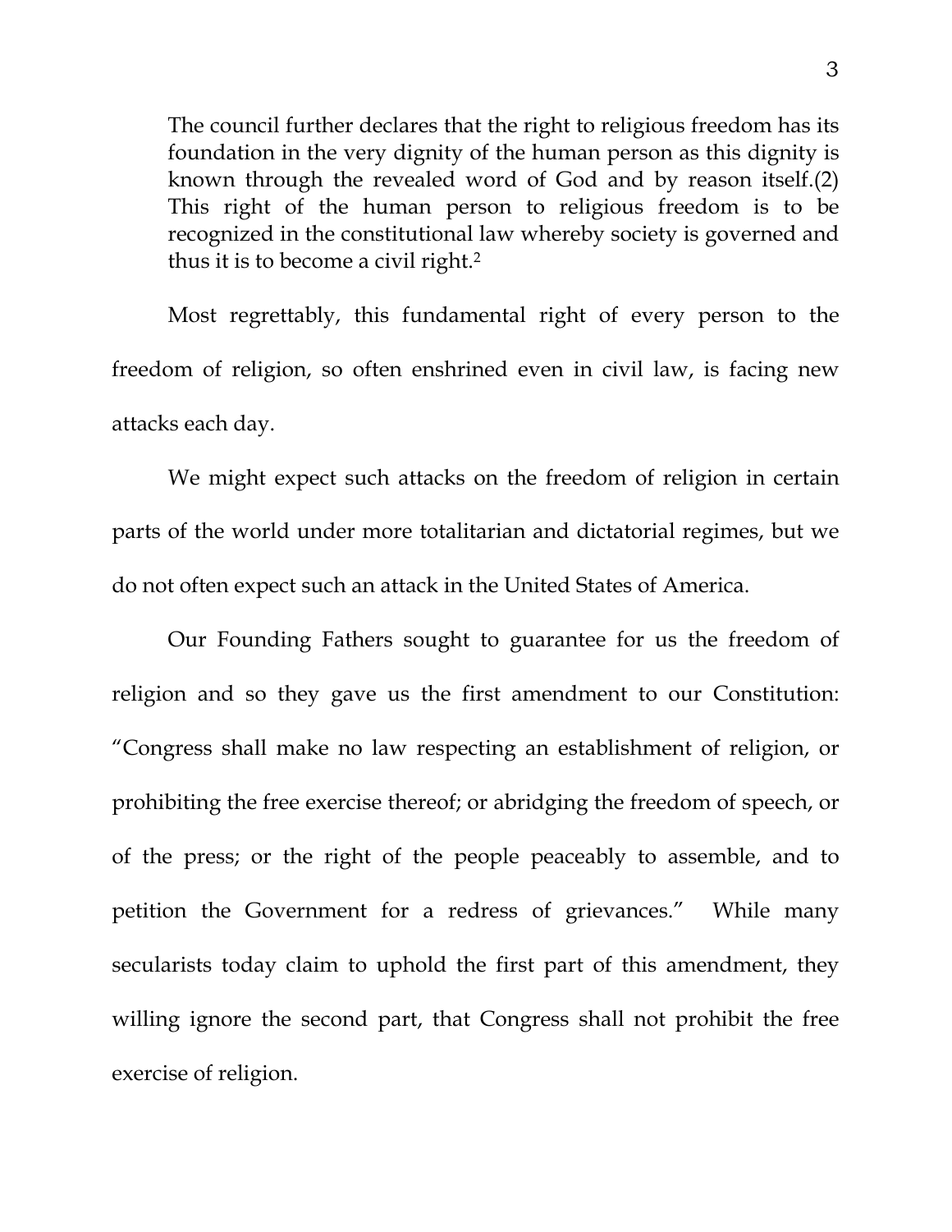> The council further declares that the right to religious freedom has its foundation in the very dignity of the human person as this dignity is known through the revealed word of God and by reason itself.(2) This right of the human person to religious freedom is to be recognized in the constitutional law whereby society is governed and thus it is to become a civil right.[2]

Most regrettably, this fundamental right of every person to the freedom of religion, so often enshrined even in civil law, is facing new attacks each day.

We might expect such attacks on the freedom of religion in certain parts of the world under more totalitarian and dictatorial regimes, but we do not often expect such an attack in the United States of America.

Our Founding Fathers sought to guarantee for us the freedom of religion and so they gave us the first amendment to our Constitution: "Congress shall make no law respecting an establishment of religion, or prohibiting the free exercise thereof; or abridging the freedom of speech, or of the press; or the right of the people peaceably to assemble, and to petition the Government for a redress of grievances." While many secularists today claim to uphold the first part of this amendment, they willing ignore the second part, that Congress shall not prohibit the free exercise of religion.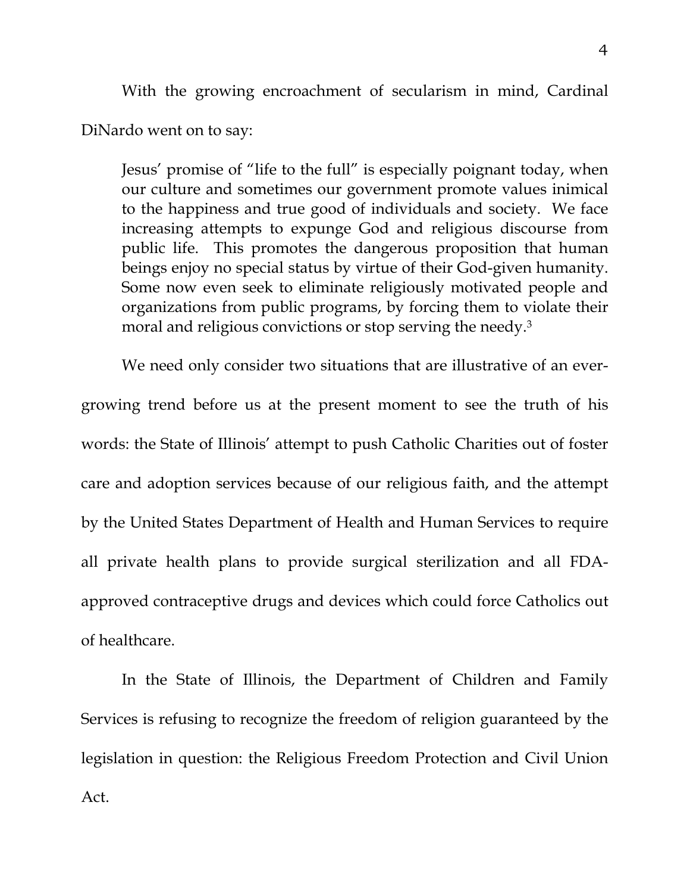With the growing encroachment of secularism in mind, Cardinal DiNardo went on to say:

> Jesus' promise of "life to the full" is especially poignant today, when our culture and sometimes our government promote values inimical to the happiness and true good of individuals and society. We face increasing attempts to expunge God and religious discourse from public life. This promotes the dangerous proposition that human beings enjoy no special status by virtue of their God-given humanity. Some now even seek to eliminate religiously motivated people and organizations from public programs, by forcing them to violate their moral and religious convictions or stop serving the needy.[3]

We need only consider two situations that are illustrative of an ever-growing trend before us at the present moment to see the truth of his words: the State of Illinois' attempt to push Catholic Charities out of foster care and adoption services because of our religious faith, and the attempt by the United States Department of Health and Human Services to require all private health plans to provide surgical sterilization and all FDA-approved contraceptive drugs and devices which could force Catholics out of healthcare.

In the State of Illinois, the Department of Children and Family Services is refusing to recognize the freedom of religion guaranteed by the legislation in question: the Religious Freedom Protection and Civil Union Act.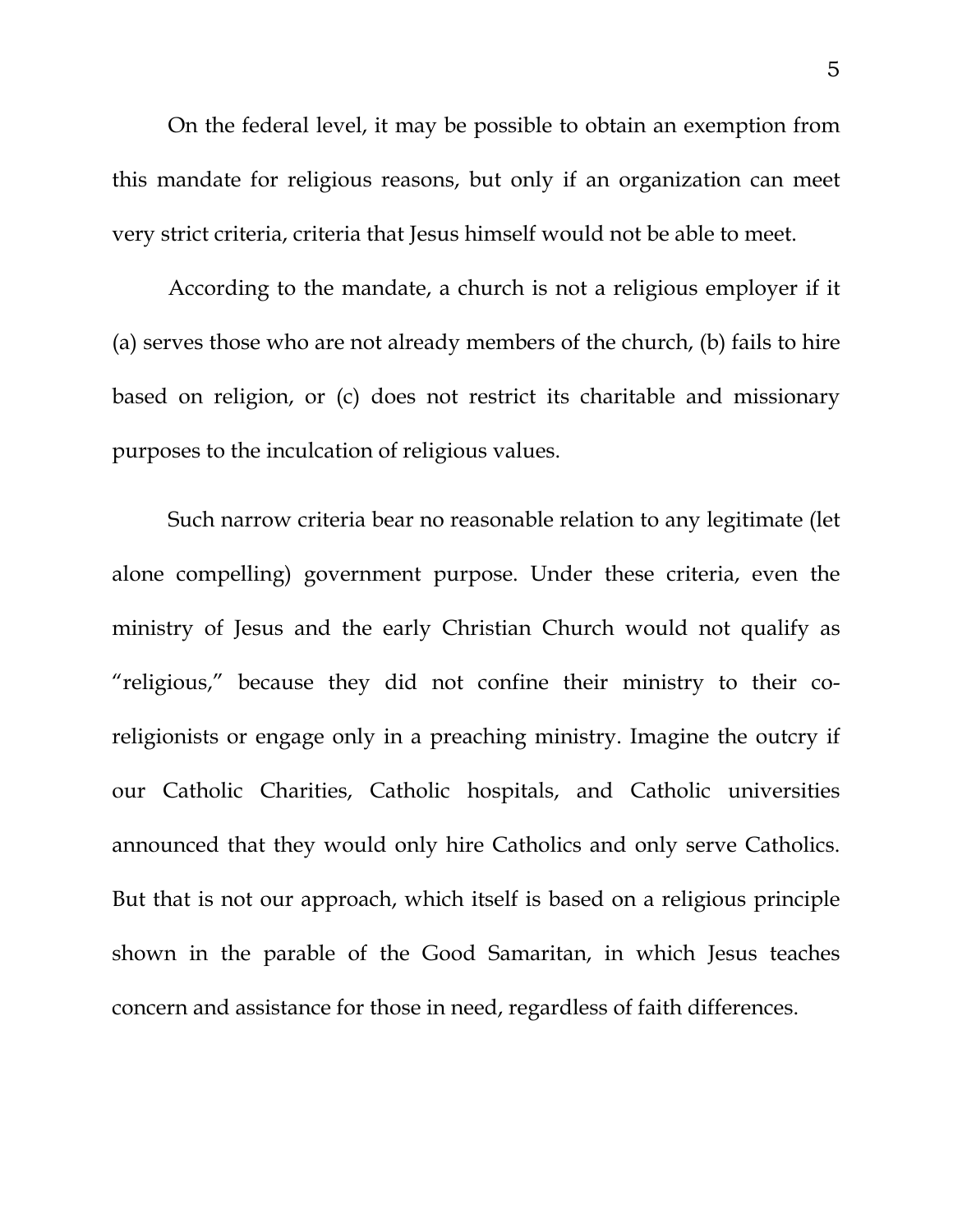On the federal level, it may be possible to obtain an exemption from this mandate for religious reasons, but only if an organization can meet very strict criteria, criteria that Jesus himself would not be able to meet.

According to the mandate, a church is not a religious employer if it (a) serves those who are not already members of the church, (b) fails to hire based on religion, or (c) does not restrict its charitable and missionary purposes to the inculcation of religious values.

Such narrow criteria bear no reasonable relation to any legitimate (let alone compelling) government purpose. Under these criteria, even the ministry of Jesus and the early Christian Church would not qualify as "religious," because they did not confine their ministry to their co-religionists or engage only in a preaching ministry. Imagine the outcry if our Catholic Charities, Catholic hospitals, and Catholic universities announced that they would only hire Catholics and only serve Catholics. But that is not our approach, which itself is based on a religious principle shown in the parable of the Good Samaritan, in which Jesus teaches concern and assistance for those in need, regardless of faith differences.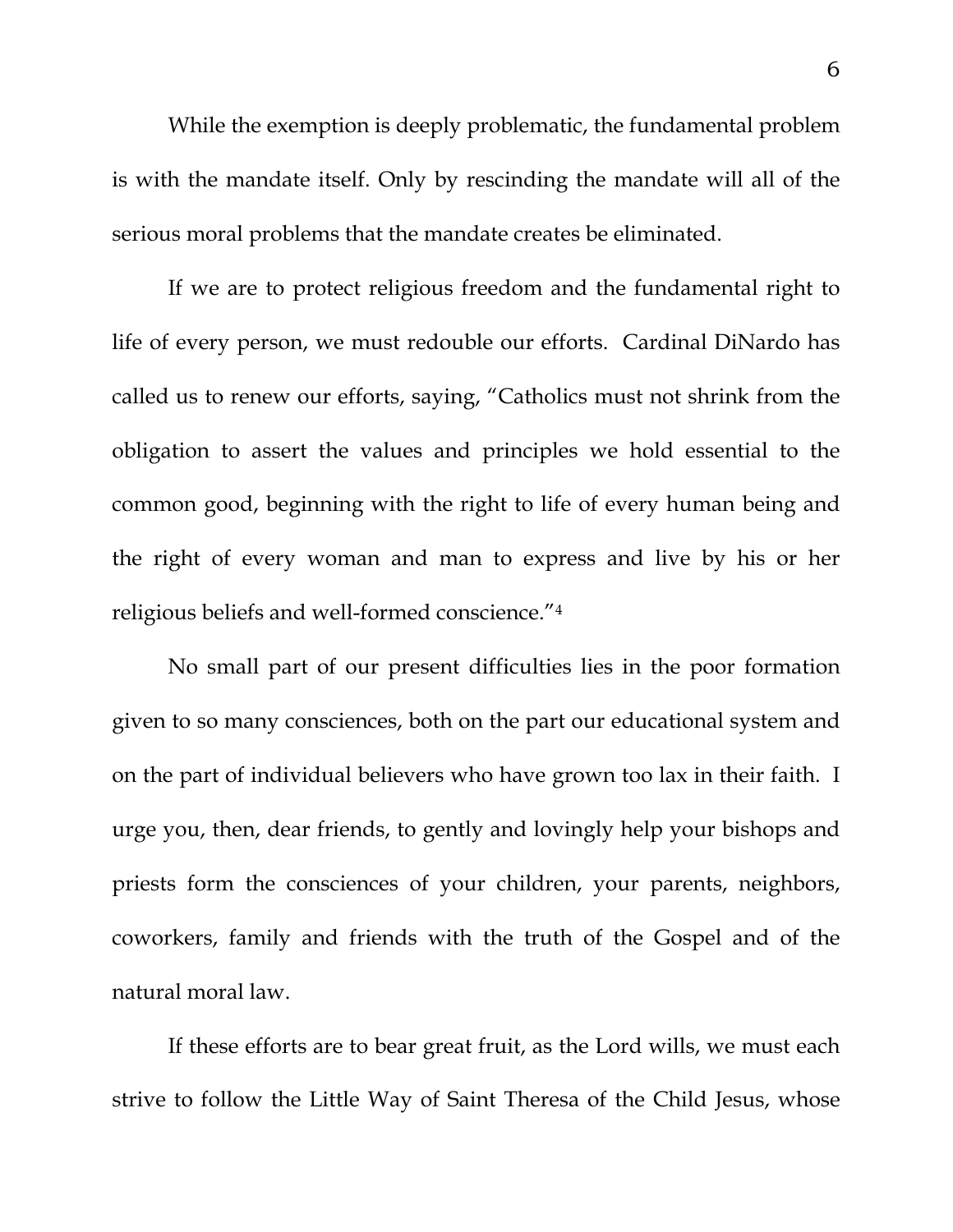While the exemption is deeply problematic, the fundamental problem is with the mandate itself. Only by rescinding the mandate will all of the serious moral problems that the mandate creates be eliminated.

If we are to protect religious freedom and the fundamental right to life of every person, we must redouble our efforts. Cardinal DiNardo has called us to renew our efforts, saying, "Catholics must not shrink from the obligation to assert the values and principles we hold essential to the common good, beginning with the right to life of every human being and the right of every woman and man to express and live by his or her religious beliefs and well-formed conscience."[4]

No small part of our present difficulties lies in the poor formation given to so many consciences, both on the part our educational system and on the part of individual believers who have grown too lax in their faith. I urge you, then, dear friends, to gently and lovingly help your bishops and priests form the consciences of your children, your parents, neighbors, coworkers, family and friends with the truth of the Gospel and of the natural moral law.

If these efforts are to bear great fruit, as the Lord wills, we must each strive to follow the Little Way of Saint Theresa of the Child Jesus, whose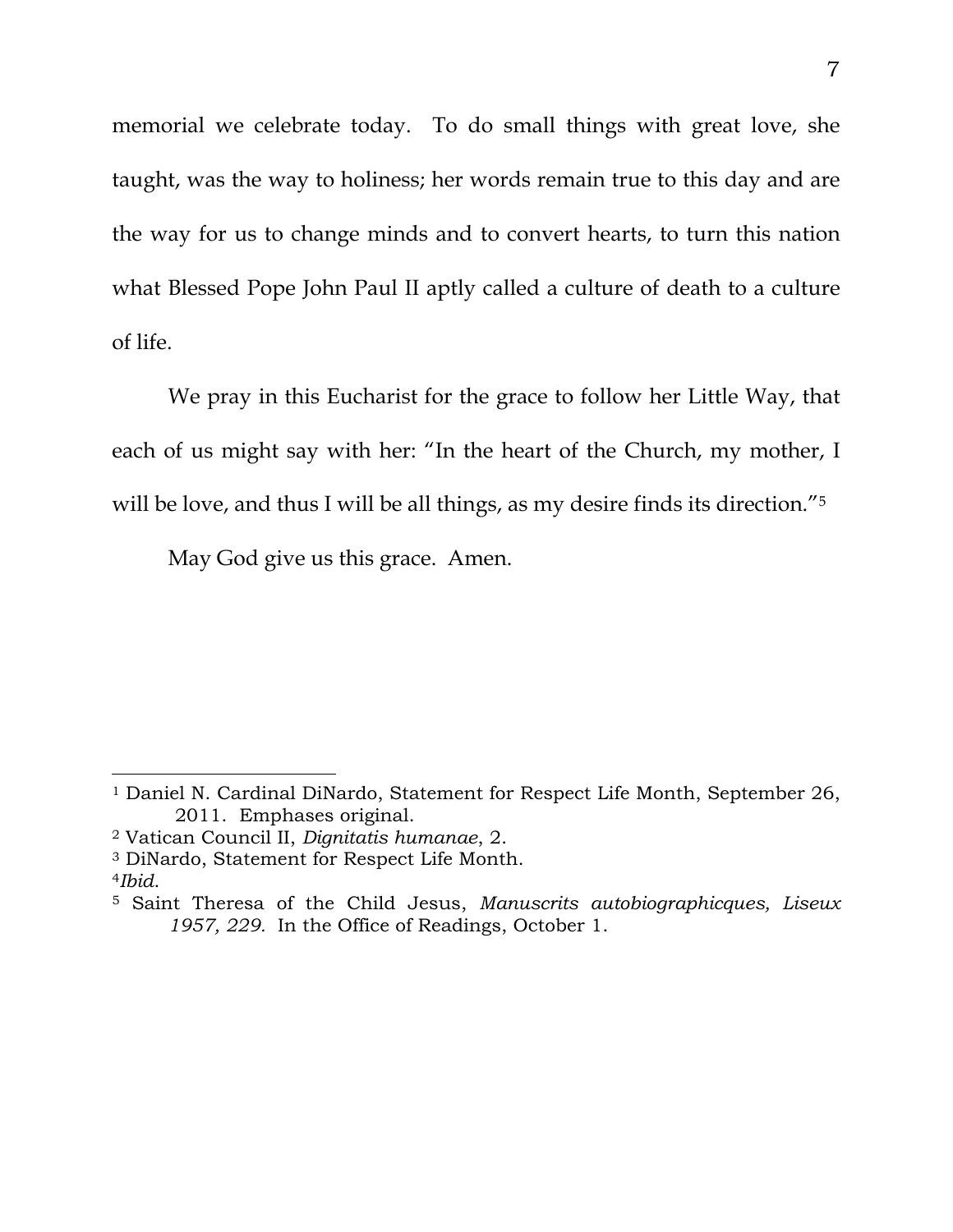memorial we celebrate today. To do small things with great love, she taught, was the way to holiness; her words remain true to this day and are the way for us to change minds and to convert hearts, to turn this nation what Blessed Pope John Paul II aptly called a culture of death to a culture of life.

We pray in this Eucharist for the grace to follow her Little Way, that each of us might say with her: "In the heart of the Church, my mother, I will be love, and thus I will be all things, as my desire finds its direction."[5]

May God give us this grace. Amen.

---

[1] Daniel N. Cardinal DiNardo, Statement for Respect Life Month, September 26, 2011. Emphases original.

[2] Vatican Council II, *Dignitatis humanae*, 2.

[3] DiNardo, Statement for Respect Life Month.

[4] *Ibid*.

[5] Saint Theresa of the Child Jesus, *Manuscrits autobiographicques, Liseux 1957, 229*. In the Office of Readings, October 1.